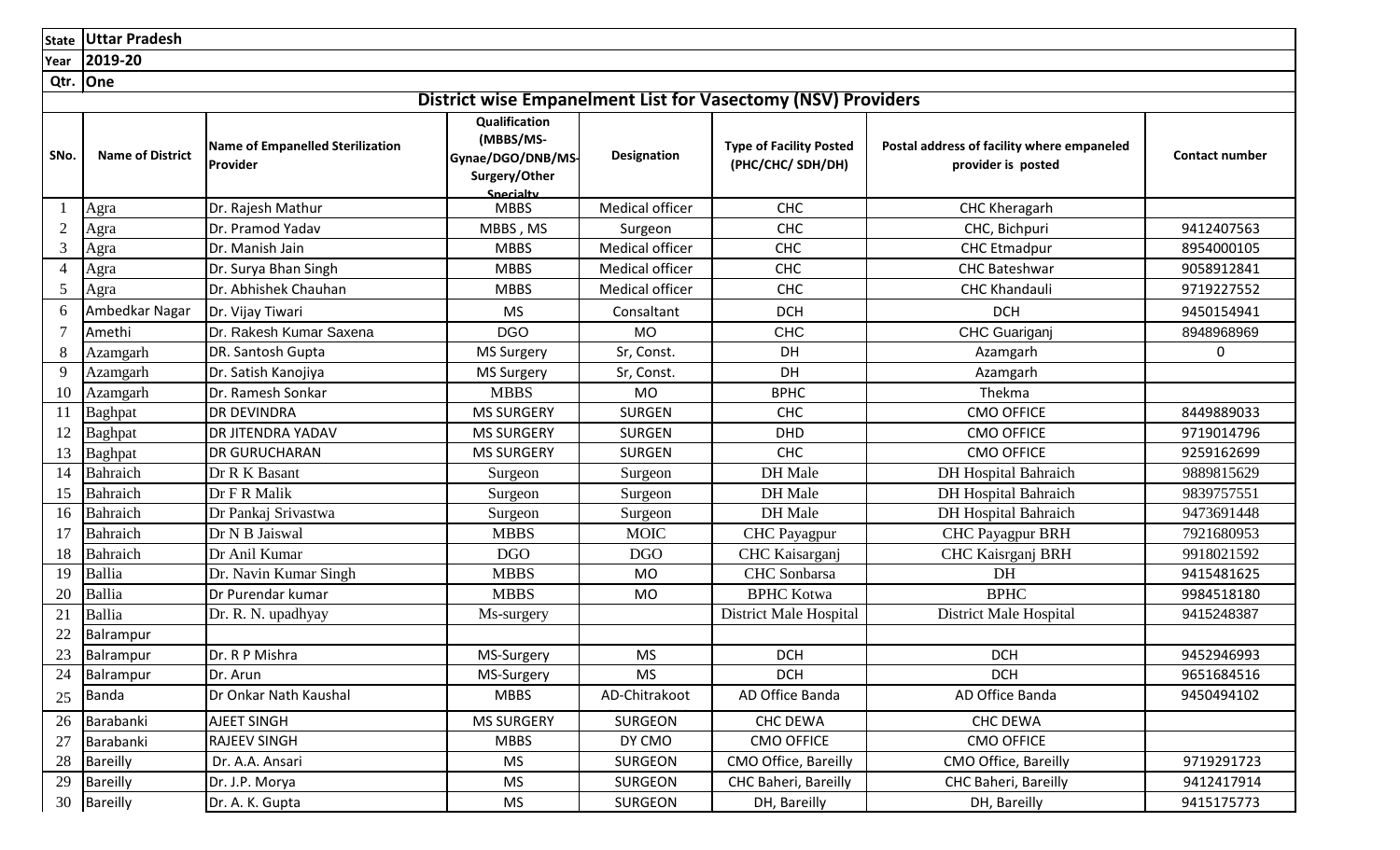| State | Uttar Pradesh |
|---|---|
| Year | 2019-20 |
| Qtr. | One |

## District wise Empanelment List for Vasectomy (NSV) Providers

| SNo. | Name of District | Name of Empanelled Sterilization Provider | Qualification (MBBS/MS-Gynae/DGO/DNB/MS-Surgery/Other Specialty | Designation | Type of Facility Posted (PHC/CHC/ SDH/DH) | Postal address of facility where empaneled provider is posted | Contact number |
|---|---|---|---|---|---|---|---|
| 1 | Agra | Dr. Rajesh Mathur | MBBS | Medical officer | CHC | CHC Kheragarh | |
| 2 | Agra | Dr. Pramod Yadav | MBBS , MS | Surgeon | CHC | CHC, Bichpuri | 9412407563 |
| 3 | Agra | Dr. Manish Jain | MBBS | Medical officer | CHC | CHC Etmadpur | 8954000105 |
| 4 | Agra | Dr. Surya Bhan Singh | MBBS | Medical officer | CHC | CHC Bateshwar | 9058912841 |
| 5 | Agra | Dr. Abhishek Chauhan | MBBS | Medical officer | CHC | CHC Khandauli | 9719227552 |
| 6 | Ambedkar Nagar | Dr. Vijay Tiwari | MS | Consaltant | DCH | DCH | 9450154941 |
| 7 | Amethi | Dr. Rakesh Kumar Saxena | DGO | MO | CHC | CHC Guariganj | 8948968969 |
| 8 | Azamgarh | DR. Santosh Gupta | MS Surgery | Sr, Const. | DH | Azamgarh | 0 |
| 9 | Azamgarh | Dr. Satish Kanojiya | MS Surgery | Sr, Const. | DH | Azamgarh | |
| 10 | Azamgarh | Dr. Ramesh Sonkar | MBBS | MO | BPHC | Thekma | |
| 11 | Baghpat | DR DEVINDRA | MS SURGERY | SURGEN | CHC | CMO OFFICE | 8449889033 |
| 12 | Baghpat | DR JITENDRA YADAV | MS SURGERY | SURGEN | DHD | CMO OFFICE | 9719014796 |
| 13 | Baghpat | DR GURUCHARAN | MS SURGERY | SURGEN | CHC | CMO OFFICE | 9259162699 |
| 14 | Bahraich | Dr R K Basant | Surgeon | Surgeon | DH Male | DH Hospital Bahraich | 9889815629 |
| 15 | Bahraich | Dr F R Malik | Surgeon | Surgeon | DH Male | DH Hospital Bahraich | 9839757551 |
| 16 | Bahraich | Dr Pankaj Srivastwa | Surgeon | Surgeon | DH Male | DH Hospital Bahraich | 9473691448 |
| 17 | Bahraich | Dr N B Jaiswal | MBBS | MOIC | CHC Payagpur | CHC Payagpur BRH | 7921680953 |
| 18 | Bahraich | Dr Anil Kumar | DGO | DGO | CHC Kaisarganj | CHC Kaisrganj BRH | 9918021592 |
| 19 | Ballia | Dr. Navin Kumar Singh | MBBS | MO | CHC Sonbarsa | DH | 9415481625 |
| 20 | Ballia | Dr Purendar kumar | MBBS | MO | BPHC Kotwa | BPHC | 9984518180 |
| 21 | Ballia | Dr. R. N. upadhyay | Ms-surgery | | District Male Hospital | District Male Hospital | 9415248387 |
| 22 | Balrampur | | | | | | |
| 23 | Balrampur | Dr. R P Mishra | MS-Surgery | MS | DCH | DCH | 9452946993 |
| 24 | Balrampur | Dr. Arun | MS-Surgery | MS | DCH | DCH | 9651684516 |
| 25 | Banda | Dr Onkar Nath Kaushal | MBBS | AD-Chitrakoot | AD Office Banda | AD Office Banda | 9450494102 |
| 26 | Barabanki | AJEET SINGH | MS SURGERY | SURGEON | CHC DEWA | CHC DEWA | |
| 27 | Barabanki | RAJEEV SINGH | MBBS | DY CMO | CMO OFFICE | CMO OFFICE | |
| 28 | Bareilly | Dr. A.A. Ansari | MS | SURGEON | CMO Office, Bareilly | CMO Office, Bareilly | 9719291723 |
| 29 | Bareilly | Dr. J.P. Morya | MS | SURGEON | CHC Baheri, Bareilly | CHC Baheri, Bareilly | 9412417914 |
| 30 | Bareilly | Dr. A. K. Gupta | MS | SURGEON | DH, Bareilly | DH, Bareilly | 9415175773 |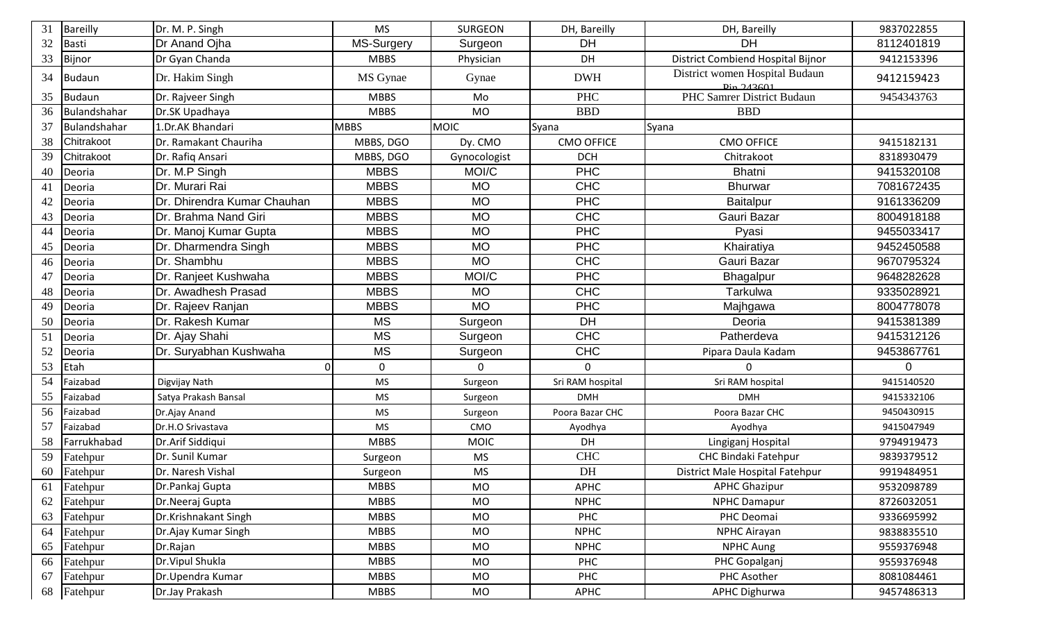| 31 | Bareilly | Dr. M. P. Singh | MS | SURGEON | DH, Bareilly | DH, Bareilly | 9837022855 |
|---|---|---|---|---|---|---|---|
| 32 | Basti | Dr Anand Ojha | MS-Surgery | Surgeon | DH | DH | 8112401819 |
| 33 | Bijnor | Dr Gyan Chanda | MBBS | Physician | DH | District Combiend Hospital Bijnor | 9412153396 |
| 34 | Budaun | Dr. Hakim Singh | MS Gynae | Gynae | DWH | District women Hospital Budaun Pin 243601 | 9412159423 |
| 35 | Budaun | Dr. Rajveer Singh | MBBS | Mo | PHC | PHC Samrer District Budaun | 9454343763 |
| 36 | Bulandshahar | Dr.SK Upadhaya | MBBS | MO | BBD | BBD | |
| 37 | Bulandshahar | 1.Dr.AK Bhandari | MBBS | MOIC | Syana | Syana | |
| 38 | Chitrakoot | Dr. Ramakant Chauriha | MBBS, DGO | Dy. CMO | CMO OFFICE | CMO OFFICE | 9415182131 |
| 39 | Chitrakoot | Dr. Rafiq Ansari | MBBS, DGO | Gynocologist | DCH | Chitrakoot | 8318930479 |
| 40 | Deoria | Dr. M.P Singh | MBBS | MOI/C | PHC | Bhatni | 9415320108 |
| 41 | Deoria | Dr. Murari Rai | MBBS | MO | CHC | Bhurwar | 7081672435 |
| 42 | Deoria | Dr. Dhirendra Kumar Chauhan | MBBS | MO | PHC | Baitalpur | 9161336209 |
| 43 | Deoria | Dr. Brahma Nand Giri | MBBS | MO | CHC | Gauri Bazar | 8004918188 |
| 44 | Deoria | Dr. Manoj Kumar Gupta | MBBS | MO | PHC | Pyasi | 9455033417 |
| 45 | Deoria | Dr. Dharmendra Singh | MBBS | MO | PHC | Khairatiya | 9452450588 |
| 46 | Deoria | Dr. Shambhu | MBBS | MO | CHC | Gauri Bazar | 9670795324 |
| 47 | Deoria | Dr. Ranjeet Kushwaha | MBBS | MOI/C | PHC | Bhagalpur | 9648282628 |
| 48 | Deoria | Dr. Awadhesh Prasad | MBBS | MO | CHC | Tarkulwa | 9335028921 |
| 49 | Deoria | Dr. Rajeev Ranjan | MBBS | MO | PHC | Majhgawa | 8004778078 |
| 50 | Deoria | Dr. Rakesh Kumar | MS | Surgeon | DH | Deoria | 9415381389 |
| 51 | Deoria | Dr. Ajay Shahi | MS | Surgeon | CHC | Patherdeva | 9415312126 |
| 52 | Deoria | Dr. Suryabhan Kushwaha | MS | Surgeon | CHC | Pipara Daula Kadam | 9453867761 |
| 53 | Etah | 0 | 0 | 0 | 0 | 0 | 0 |
| 54 | Faizabad | Digvijay Nath | MS | Surgeon | Sri RAM hospital | Sri RAM hospital | 9415140520 |
| 55 | Faizabad | Satya Prakash Bansal | MS | Surgeon | DMH | DMH | 9415332106 |
| 56 | Faizabad | Dr.Ajay Anand | MS | Surgeon | Poora Bazar CHC | Poora Bazar CHC | 9450430915 |
| 57 | Faizabad | Dr.H.O Srivastava | MS | CMO | Ayodhya | Ayodhya | 9415047949 |
| 58 | Farrukhabad | Dr.Arif Siddiqui | MBBS | MOIC | DH | Lingiganj Hospital | 9794919473 |
| 59 | Fatehpur | Dr. Sunil Kumar | Surgeon | MS | CHC | CHC Bindaki Fatehpur | 9839379512 |
| 60 | Fatehpur | Dr. Naresh Vishal | Surgeon | MS | DH | District Male Hospital Fatehpur | 9919484951 |
| 61 | Fatehpur | Dr.Pankaj Gupta | MBBS | MO | APHC | APHC Ghazipur | 9532098789 |
| 62 | Fatehpur | Dr.Neeraj Gupta | MBBS | MO | NPHC | NPHC Damapur | 8726032051 |
| 63 | Fatehpur | Dr.Krishnakant Singh | MBBS | MO | PHC | PHC Deomai | 9336695992 |
| 64 | Fatehpur | Dr.Ajay Kumar Singh | MBBS | MO | NPHC | NPHC Airayan | 9838835510 |
| 65 | Fatehpur | Dr.Rajan | MBBS | MO | NPHC | NPHC Aung | 9559376948 |
| 66 | Fatehpur | Dr.Vipul Shukla | MBBS | MO | PHC | PHC Gopalganj | 9559376948 |
| 67 | Fatehpur | Dr.Upendra Kumar | MBBS | MO | PHC | PHC Asother | 8081084461 |
| 68 | Fatehpur | Dr.Jay Prakash | MBBS | MO | APHC | APHC Dighurwa | 9457486313 |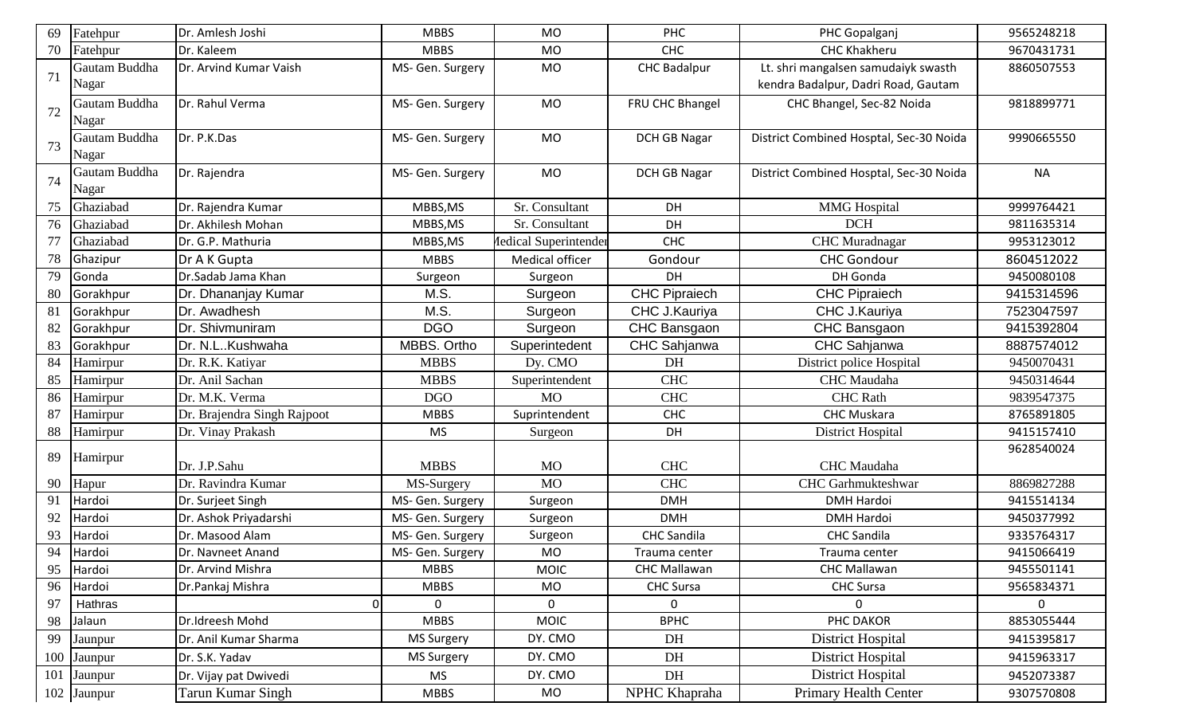| 69 | Fatehpur | Dr. Amlesh Joshi | MBBS | MO | PHC | PHC Gopalganj | 9565248218 |
|---|---|---|---|---|---|---|---|
| 70 | Fatehpur | Dr. Kaleem | MBBS | MO | CHC | CHC Khakheru | 9670431731 |
| 71 | Gautam Buddha Nagar | Dr. Arvind Kumar Vaish | MS- Gen. Surgery | MO | CHC Badalpur | Lt. shri mangalsen samudaiyk swasth kendra Badalpur, Dadri Road, Gautam | 8860507553 |
| 72 | Gautam Buddha Nagar | Dr. Rahul Verma | MS- Gen. Surgery | MO | FRU CHC Bhangel | CHC Bhangel, Sec-82 Noida | 9818899771 |
| 73 | Gautam Buddha Nagar | Dr. P.K.Das | MS- Gen. Surgery | MO | DCH GB Nagar | District Combined Hosptal, Sec-30 Noida | 9990665550 |
| 74 | Gautam Buddha Nagar | Dr. Rajendra | MS- Gen. Surgery | MO | DCH GB Nagar | District Combined Hosptal, Sec-30 Noida | NA |
| 75 | Ghaziabad | Dr. Rajendra Kumar | MBBS,MS | Sr. Consultant | DH | MMG Hospital | 9999764421 |
| 76 | Ghaziabad | Dr. Akhilesh Mohan | MBBS,MS | Sr. Consultant | DH | DCH | 9811635314 |
| 77 | Ghaziabad | Dr. G.P. Mathuria | MBBS,MS | Medical Superintendent | CHC | CHC Muradnagar | 9953123012 |
| 78 | Ghazipur | Dr A K Gupta | MBBS | Medical officer | Gondour | CHC Gondour | 8604512022 |
| 79 | Gonda | Dr.Sadab Jama Khan | Surgeon | Surgeon | DH | DH Gonda | 9450080108 |
| 80 | Gorakhpur | Dr. Dhananjay Kumar | M.S. | Surgeon | CHC Pipraiech | CHC Pipraiech | 9415314596 |
| 81 | Gorakhpur | Dr. Awadhesh | M.S. | Surgeon | CHC J.Kauriya | CHC J.Kauriya | 7523047597 |
| 82 | Gorakhpur | Dr. Shivmuniram | DGO | Surgeon | CHC Bansgaon | CHC Bansgaon | 9415392804 |
| 83 | Gorakhpur | Dr. N.L..Kushwaha | MBBS. Ortho | Superintedent | CHC Sahjanwa | CHC Sahjanwa | 8887574012 |
| 84 | Hamirpur | Dr. R.K. Katiyar | MBBS | Dy. CMO | DH | District police Hospital | 9450070431 |
| 85 | Hamirpur | Dr. Anil Sachan | MBBS | Superintendent | CHC | CHC Maudaha | 9450314644 |
| 86 | Hamirpur | Dr. M.K. Verma | DGO | MO | CHC | CHC Rath | 9839547375 |
| 87 | Hamirpur | Dr. Brajendra Singh Rajpoot | MBBS | Suprintendent | CHC | CHC Muskara | 8765891805 |
| 88 | Hamirpur | Dr. Vinay Prakash | MS | Surgeon | DH | District Hospital | 9415157410 |
| 89 | Hamirpur | Dr. J.P.Sahu | MBBS | MO | CHC | CHC Maudaha | 9628540024 |
| 90 | Hapur | Dr. Ravindra Kumar | MS-Surgery | MO | CHC | CHC Garhmukteshwar | 8869827288 |
| 91 | Hardoi | Dr. Surjeet Singh | MS- Gen. Surgery | Surgeon | DMH | DMH Hardoi | 9415514134 |
| 92 | Hardoi | Dr. Ashok Priyadarshi | MS- Gen. Surgery | Surgeon | DMH | DMH Hardoi | 9450377992 |
| 93 | Hardoi | Dr. Masood Alam | MS- Gen. Surgery | Surgeon | CHC Sandila | CHC Sandila | 9335764317 |
| 94 | Hardoi | Dr. Navneet Anand | MS- Gen. Surgery | MO | Trauma center | Trauma center | 9415066419 |
| 95 | Hardoi | Dr. Arvind Mishra | MBBS | MOIC | CHC Mallawan | CHC Mallawan | 9455501141 |
| 96 | Hardoi | Dr.Pankaj Mishra | MBBS | MO | CHC Sursa | CHC Sursa | 9565834371 |
| 97 | Hathras | 0 | 0 | 0 | 0 | 0 | 0 |
| 98 | Jalaun | Dr.Idreesh Mohd | MBBS | MOIC | BPHC | PHC DAKOR | 8853055444 |
| 99 | Jaunpur | Dr. Anil Kumar Sharma | MS Surgery | DY. CMO | DH | District Hospital | 9415395817 |
| 100 | Jaunpur | Dr. S.K. Yadav | MS Surgery | DY. CMO | DH | District Hospital | 9415963317 |
| 101 | Jaunpur | Dr. Vijay pat Dwivedi | MS | DY. CMO | DH | District Hospital | 9452073387 |
| 102 | Jaunpur | Tarun Kumar Singh | MBBS | MO | NPHC Khapraha | Primary Health Center | 9307570808 |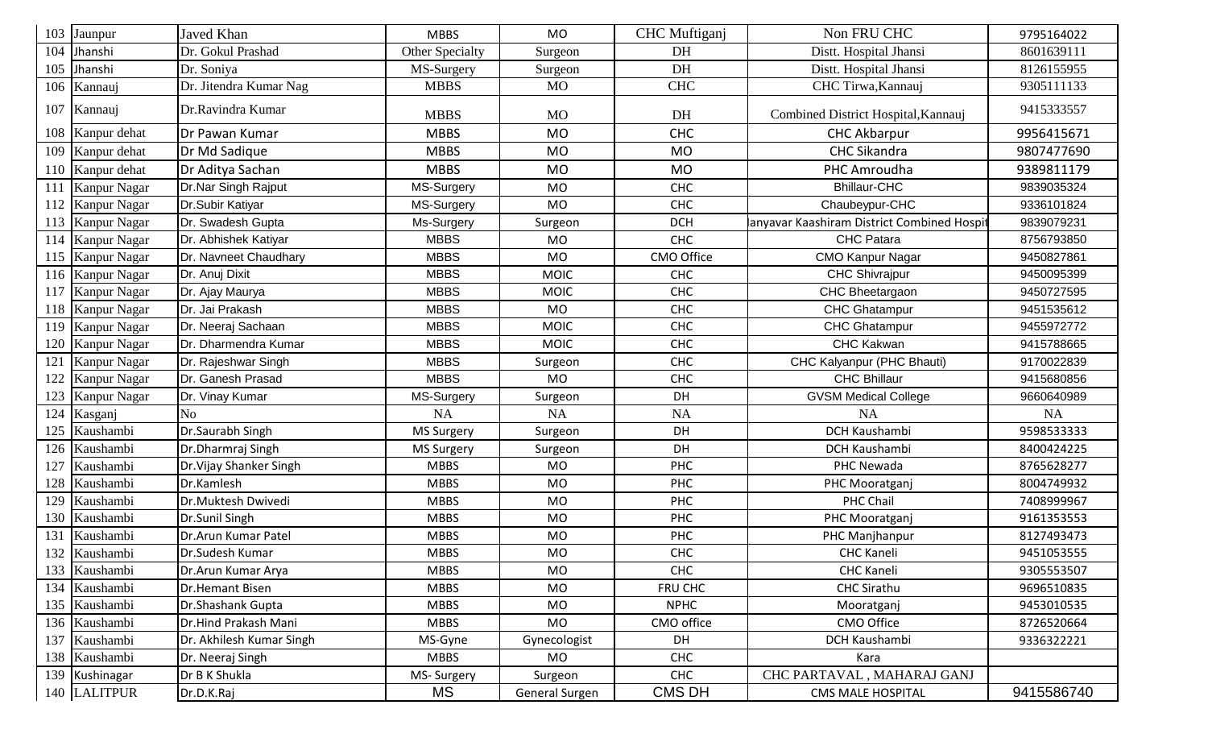| 103 | Jaunpur | Javed Khan | MBBS | MO | CHC Muftiganj | Non FRU CHC | 9795164022 |
|---|---|---|---|---|---|---|---|
| 104 | Jhanshi | Dr. Gokul Prashad | Other Specialty | Surgeon | DH | Distt. Hospital Jhansi | 8601639111 |
| 105 | Jhanshi | Dr. Soniya | MS-Surgery | Surgeon | DH | Distt. Hospital Jhansi | 8126155955 |
| 106 | Kannauj | Dr. Jitendra Kumar Nag | MBBS | MO | CHC | CHC Tirwa,Kannauj | 9305111133 |
| 107 | Kannauj | Dr.Ravindra Kumar | MBBS | MO | DH | Combined District Hospital,Kannauj | 9415333557 |
| 108 | Kanpur dehat | Dr Pawan Kumar | MBBS | MO | CHC | CHC Akbarpur | 9956415671 |
| 109 | Kanpur dehat | Dr Md Sadique | MBBS | MO | MO | CHC Sikandra | 9807477690 |
| 110 | Kanpur dehat | Dr Aditya Sachan | MBBS | MO | MO | PHC Amroudha | 9389811179 |
| 111 | Kanpur Nagar | Dr.Nar Singh Rajput | MS-Surgery | MO | CHC | Bhillaur-CHC | 9839035324 |
| 112 | Kanpur Nagar | Dr.Subir Katiyar | MS-Surgery | MO | CHC | Chaubeypur-CHC | 9336101824 |
| 113 | Kanpur Nagar | Dr. Swadesh Gupta | Ms-Surgery | Surgeon | DCH | anyavar Kaashiram District Combined Hospit | 9839079231 |
| 114 | Kanpur Nagar | Dr. Abhishek Katiyar | MBBS | MO | CHC | CHC Patara | 8756793850 |
| 115 | Kanpur Nagar | Dr. Navneet Chaudhary | MBBS | MO | CMO Office | CMO Kanpur Nagar | 9450827861 |
| 116 | Kanpur Nagar | Dr. Anuj Dixit | MBBS | MOIC | CHC | CHC Shivrajpur | 9450095399 |
| 117 | Kanpur Nagar | Dr. Ajay Maurya | MBBS | MOIC | CHC | CHC Bheetargaon | 9450727595 |
| 118 | Kanpur Nagar | Dr. Jai Prakash | MBBS | MO | CHC | CHC Ghatampur | 9451535612 |
| 119 | Kanpur Nagar | Dr. Neeraj Sachaan | MBBS | MOIC | CHC | CHC Ghatampur | 9455972772 |
| 120 | Kanpur Nagar | Dr. Dharmendra Kumar | MBBS | MOIC | CHC | CHC Kakwan | 9415788665 |
| 121 | Kanpur Nagar | Dr. Rajeshwar Singh | MBBS | Surgeon | CHC | CHC Kalyanpur (PHC Bhauti) | 9170022839 |
| 122 | Kanpur Nagar | Dr. Ganesh Prasad | MBBS | MO | CHC | CHC Bhillaur | 9415680856 |
| 123 | Kanpur Nagar | Dr. Vinay Kumar | MS-Surgery | Surgeon | DH | GVSM Medical College | 9660640989 |
| 124 | Kasganj | No | NA | NA | NA | NA | NA |
| 125 | Kaushambi | Dr.Saurabh Singh | MS Surgery | Surgeon | DH | DCH Kaushambi | 9598533333 |
| 126 | Kaushambi | Dr.Dharmraj Singh | MS Surgery | Surgeon | DH | DCH Kaushambi | 8400424225 |
| 127 | Kaushambi | Dr.Vijay Shanker Singh | MBBS | MO | PHC | PHC Newada | 8765628277 |
| 128 | Kaushambi | Dr.Kamlesh | MBBS | MO | PHC | PHC Mooratganj | 8004749932 |
| 129 | Kaushambi | Dr.Muktesh Dwivedi | MBBS | MO | PHC | PHC Chail | 7408999967 |
| 130 | Kaushambi | Dr.Sunil Singh | MBBS | MO | PHC | PHC Mooratganj | 9161353553 |
| 131 | Kaushambi | Dr.Arun Kumar Patel | MBBS | MO | PHC | PHC Manjhanpur | 8127493473 |
| 132 | Kaushambi | Dr.Sudesh Kumar | MBBS | MO | CHC | CHC Kaneli | 9451053555 |
| 133 | Kaushambi | Dr.Arun Kumar Arya | MBBS | MO | CHC | CHC Kaneli | 9305553507 |
| 134 | Kaushambi | Dr.Hemant Bisen | MBBS | MO | FRU CHC | CHC Sirathu | 9696510835 |
| 135 | Kaushambi | Dr.Shashank Gupta | MBBS | MO | NPHC | Mooratganj | 9453010535 |
| 136 | Kaushambi | Dr.Hind Prakash Mani | MBBS | MO | CMO office | CMO Office | 8726520664 |
| 137 | Kaushambi | Dr. Akhilesh Kumar Singh | MS-Gyne | Gynecologist | DH | DCH Kaushambi | 9336322221 |
| 138 | Kaushambi | Dr. Neeraj Singh | MBBS | MO | CHC | Kara | |
| 139 | Kushinagar | Dr B K Shukla | MS- Surgery | Surgeon | CHC | CHC PARTAVAL , MAHARAJ GANJ | |
| 140 | LALITPUR | Dr.D.K.Raj | MS | General Surgen | CMS DH | CMS MALE HOSPITAL | 9415586740 |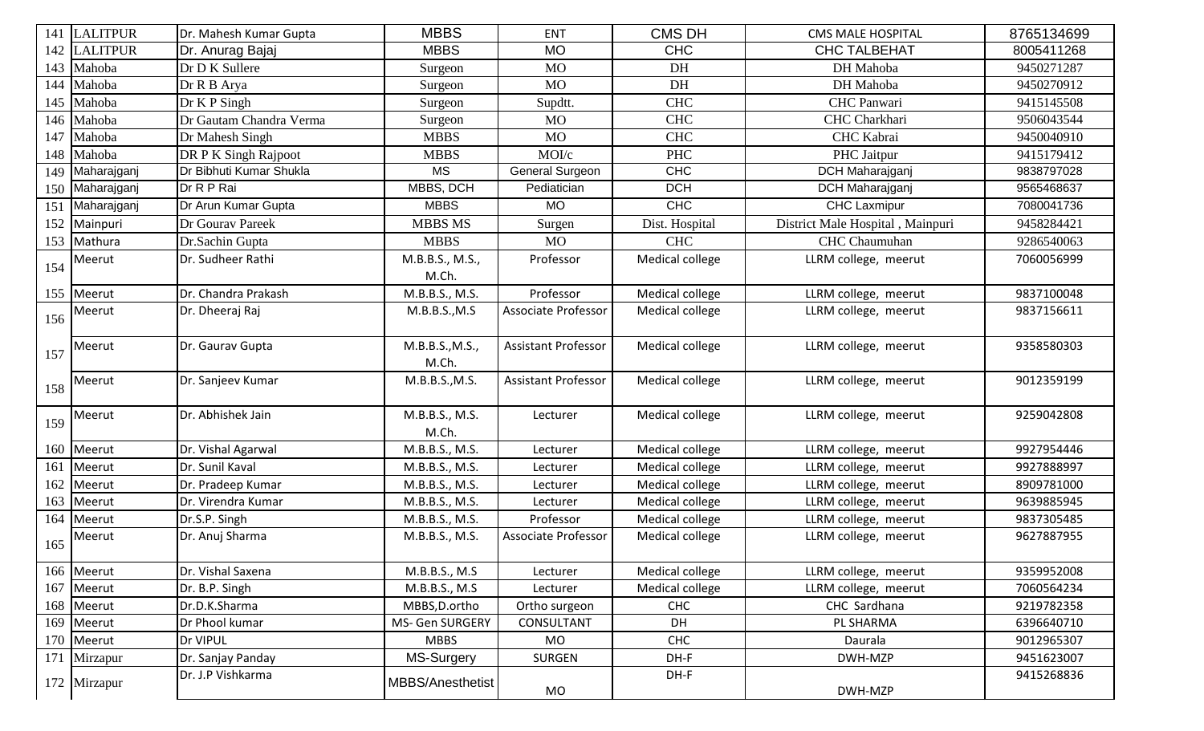| 141 | LALITPUR | Dr. Mahesh Kumar Gupta | MBBS | ENT | CMS DH | CMS MALE HOSPITAL | 8765134699 |
|---|---|---|---|---|---|---|---|
| 142 | LALITPUR | Dr. Anurag Bajaj | MBBS | MO | CHC | CHC TALBEHAT | 8005411268 |
| 143 | Mahoba | Dr D K Sullere | Surgeon | MO | DH | DH Mahoba | 9450271287 |
| 144 | Mahoba | Dr R B Arya | Surgeon | MO | DH | DH Mahoba | 9450270912 |
| 145 | Mahoba | Dr K P Singh | Surgeon | Supdtt. | CHC | CHC Panwari | 9415145508 |
| 146 | Mahoba | Dr Gautam Chandra Verma | Surgeon | MO | CHC | CHC Charkhari | 9506043544 |
| 147 | Mahoba | Dr Mahesh Singh | MBBS | MO | CHC | CHC Kabrai | 9450040910 |
| 148 | Mahoba | DR P K Singh Rajpoot | MBBS | MOI/c | PHC | PHC Jaitpur | 9415179412 |
| 149 | Maharajganj | Dr Bibhuti Kumar Shukla | MS | General Surgeon | CHC | DCH Maharajganj | 9838797028 |
| 150 | Maharajganj | Dr R P Rai | MBBS, DCH | Pediatician | DCH | DCH Maharajganj | 9565468637 |
| 151 | Maharajganj | Dr Arun Kumar Gupta | MBBS | MO | CHC | CHC Laxmipur | 7080041736 |
| 152 | Mainpuri | Dr Gourav Pareek | MBBS MS | Surgen | Dist. Hospital | District Male Hospital , Mainpuri | 9458284421 |
| 153 | Mathura | Dr.Sachin Gupta | MBBS | MO | CHC | CHC Chaumuhan | 9286540063 |
| 154 | Meerut | Dr. Sudheer Rathi | M.B.B.S., M.S., M.Ch. | Professor | Medical college | LLRM college, meerut | 7060056999 |
| 155 | Meerut | Dr. Chandra Prakash | M.B.B.S., M.S. | Professor | Medical college | LLRM college, meerut | 9837100048 |
| 156 | Meerut | Dr. Dheeraj Raj | M.B.B.S.,M.S | Associate Professor | Medical college | LLRM college, meerut | 9837156611 |
| 157 | Meerut | Dr. Gaurav Gupta | M.B.B.S.,M.S., M.Ch. | Assistant Professor | Medical college | LLRM college, meerut | 9358580303 |
| 158 | Meerut | Dr. Sanjeev Kumar | M.B.B.S.,M.S. | Assistant Professor | Medical college | LLRM college, meerut | 9012359199 |
| 159 | Meerut | Dr. Abhishek Jain | M.B.B.S., M.S. M.Ch. | Lecturer | Medical college | LLRM college, meerut | 9259042808 |
| 160 | Meerut | Dr. Vishal Agarwal | M.B.B.S., M.S. | Lecturer | Medical college | LLRM college, meerut | 9927954446 |
| 161 | Meerut | Dr. Sunil Kaval | M.B.B.S., M.S. | Lecturer | Medical college | LLRM college, meerut | 9927888997 |
| 162 | Meerut | Dr. Pradeep Kumar | M.B.B.S., M.S. | Lecturer | Medical college | LLRM college, meerut | 8909781000 |
| 163 | Meerut | Dr. Virendra Kumar | M.B.B.S., M.S. | Lecturer | Medical college | LLRM college, meerut | 9639885945 |
| 164 | Meerut | Dr.S.P. Singh | M.B.B.S., M.S. | Professor | Medical college | LLRM college, meerut | 9837305485 |
| 165 | Meerut | Dr. Anuj Sharma | M.B.B.S., M.S. | Associate Professor | Medical college | LLRM college, meerut | 9627887955 |
| 166 | Meerut | Dr. Vishal Saxena | M.B.B.S., M.S | Lecturer | Medical college | LLRM college, meerut | 9359952008 |
| 167 | Meerut | Dr. B.P. Singh | M.B.B.S., M.S | Lecturer | Medical college | LLRM college, meerut | 7060564234 |
| 168 | Meerut | Dr.D.K.Sharma | MBBS,D.ortho | Ortho surgeon | CHC | CHC Sardhana | 9219782358 |
| 169 | Meerut | Dr Phool kumar | MS- Gen SURGERY | CONSULTANT | DH | PL SHARMA | 6396640710 |
| 170 | Meerut | Dr VIPUL | MBBS | MO | CHC | Daurala | 9012965307 |
| 171 | Mirzapur | Dr. Sanjay Panday | MS-Surgery | SURGEN | DH-F | DWH-MZP | 9451623007 |
| 172 | Mirzapur | Dr. J.P Vishkarma | MBBS/Anesthetist | MO | DH-F | DWH-MZP | 9415268836 |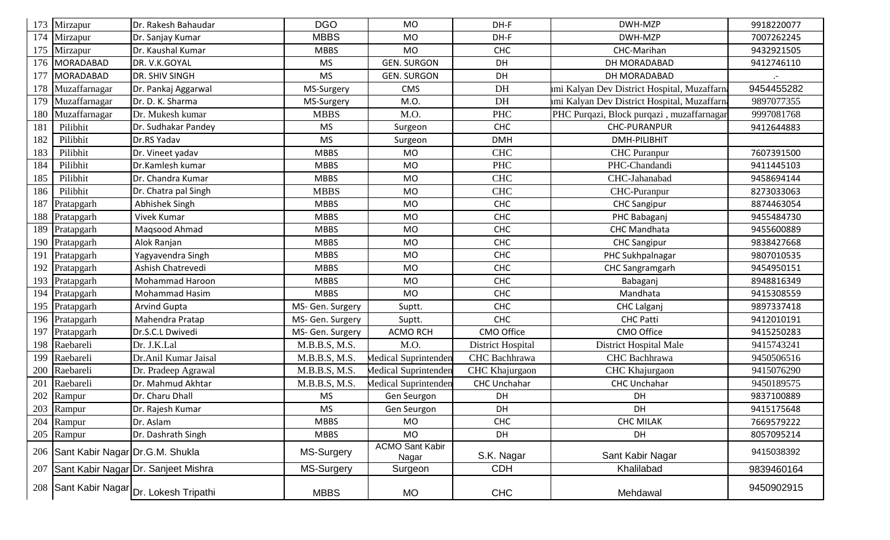| 173 | Mirzapur | Dr. Rakesh Bahaudar | DGO | MO | DH-F | DWH-MZP | 9918220077 |
|---|---|---|---|---|---|---|---|
| 174 | Mirzapur | Dr. Sanjay Kumar | MBBS | MO | DH-F | DWH-MZP | 7007262245 |
| 175 | Mirzapur | Dr. Kaushal Kumar | MBBS | MO | CHC | CHC-Marihan | 9432921505 |
| 176 | MORADABAD | DR. V.K.GOYAL | MS | GEN. SURGON | DH | DH MORADABAD | 9412746110 |
| 177 | MORADABAD | DR. SHIV SINGH | MS | GEN. SURGON | DH | DH MORADABAD | .- |
| 178 | Muzaffarnagar | Dr. Pankaj Aggarwal | MS-Surgery | CMS | DH | ami Kalyan Dev District Hospital, Muzaffarn | 9454455282 |
| 179 | Muzaffarnagar | Dr. D. K. Sharma | MS-Surgery | M.O. | DH | ami Kalyan Dev District Hospital, Muzaffarn | 9897077355 |
| 180 | Muzaffarnagar | Dr. Mukesh kumar | MBBS | M.O. | PHC | PHC Purqazi, Block purqazi , muzaffarnagar | 9997081768 |
| 181 | Pilibhit | Dr. Sudhakar Pandey | MS | Surgeon | CHC | CHC-PURANPUR | 9412644883 |
| 182 | Pilibhit | Dr.RS Yadav | MS | Surgeon | DMH | DMH-PILIBHIT | |
| 183 | Pilibhit | Dr. Vineet yadav | MBBS | MO | CHC | CHC Puranpur | 7607391500 |
| 184 | Pilibhit | Dr.Kamlesh kumar | MBBS | MO | PHC | PHC-Chandandi | 9411445103 |
| 185 | Pilibhit | Dr. Chandra Kumar | MBBS | MO | CHC | CHC-Jahanabad | 9458694144 |
| 186 | Pilibhit | Dr. Chatra pal Singh | MBBS | MO | CHC | CHC-Puranpur | 8273033063 |
| 187 | Pratapgarh | Abhishek Singh | MBBS | MO | CHC | CHC Sangipur | 8874463054 |
| 188 | Pratapgarh | Vivek Kumar | MBBS | MO | CHC | PHC Babaganj | 9455484730 |
| 189 | Pratapgarh | Maqsood Ahmad | MBBS | MO | CHC | CHC Mandhata | 9455600889 |
| 190 | Pratapgarh | Alok Ranjan | MBBS | MO | CHC | CHC Sangipur | 9838427668 |
| 191 | Pratapgarh | Yagyavendra Singh | MBBS | MO | CHC | PHC Sukhpalnagar | 9807010535 |
| 192 | Pratapgarh | Ashish Chatrevedi | MBBS | MO | CHC | CHC Sangramgarh | 9454950151 |
| 193 | Pratapgarh | Mohammad Haroon | MBBS | MO | CHC | Babaganj | 8948816349 |
| 194 | Pratapgarh | Mohammad Hasim | MBBS | MO | CHC | Mandhata | 9415308559 |
| 195 | Pratapgarh | Arvind Gupta | MS- Gen. Surgery | Suptt. | CHC | CHC Lalganj | 9897337418 |
| 196 | Pratapgarh | Mahendra Pratap | MS- Gen. Surgery | Suptt. | CHC | CHC Patti | 9412010191 |
| 197 | Pratapgarh | Dr.S.C.L Dwivedi | MS- Gen. Surgery | ACMO RCH | CMO Office | CMO Office | 9415250283 |
| 198 | Raebareli | Dr. J.K.Lal | M.B.B.S, M.S. | M.O. | District Hospital | District Hospital Male | 9415743241 |
| 199 | Raebareli | Dr.Anil Kumar Jaisal | M.B.B.S, M.S. | Medical Suprintenden | CHC Bachhrawa | CHC Bachhrawa | 9450506516 |
| 200 | Raebareli | Dr. Pradeep Agrawal | M.B.B.S, M.S. | Medical Suprintenden | CHC Khajurgaon | CHC Khajurgaon | 9415076290 |
| 201 | Raebareli | Dr. Mahmud Akhtar | M.B.B.S, M.S. | Medical Suprintenden | CHC Unchahar | CHC Unchahar | 9450189575 |
| 202 | Rampur | Dr. Charu Dhall | MS | Gen Seurgon | DH | DH | 9837100889 |
| 203 | Rampur | Dr. Rajesh Kumar | MS | Gen Seurgon | DH | DH | 9415175648 |
| 204 | Rampur | Dr. Aslam | MBBS | MO | CHC | CHC MILAK | 7669579222 |
| 205 | Rampur | Dr. Dashrath Singh | MBBS | MO | DH | DH | 8057095214 |
| 206 | Sant Kabir Nagar | Dr.G.M. Shukla | MS-Surgery | ACMO Sant Kabir Nagar | S.K. Nagar | Sant Kabir Nagar | 9415038392 |
| 207 | Sant Kabir Nagar | Dr. Sanjeet Mishra | MS-Surgery | Surgeon | CDH | Khalilabad | 9839460164 |
| 208 | Sant Kabir Nagar | Dr. Lokesh Tripathi | MBBS | MO | CHC | Mehdawal | 9450902915 |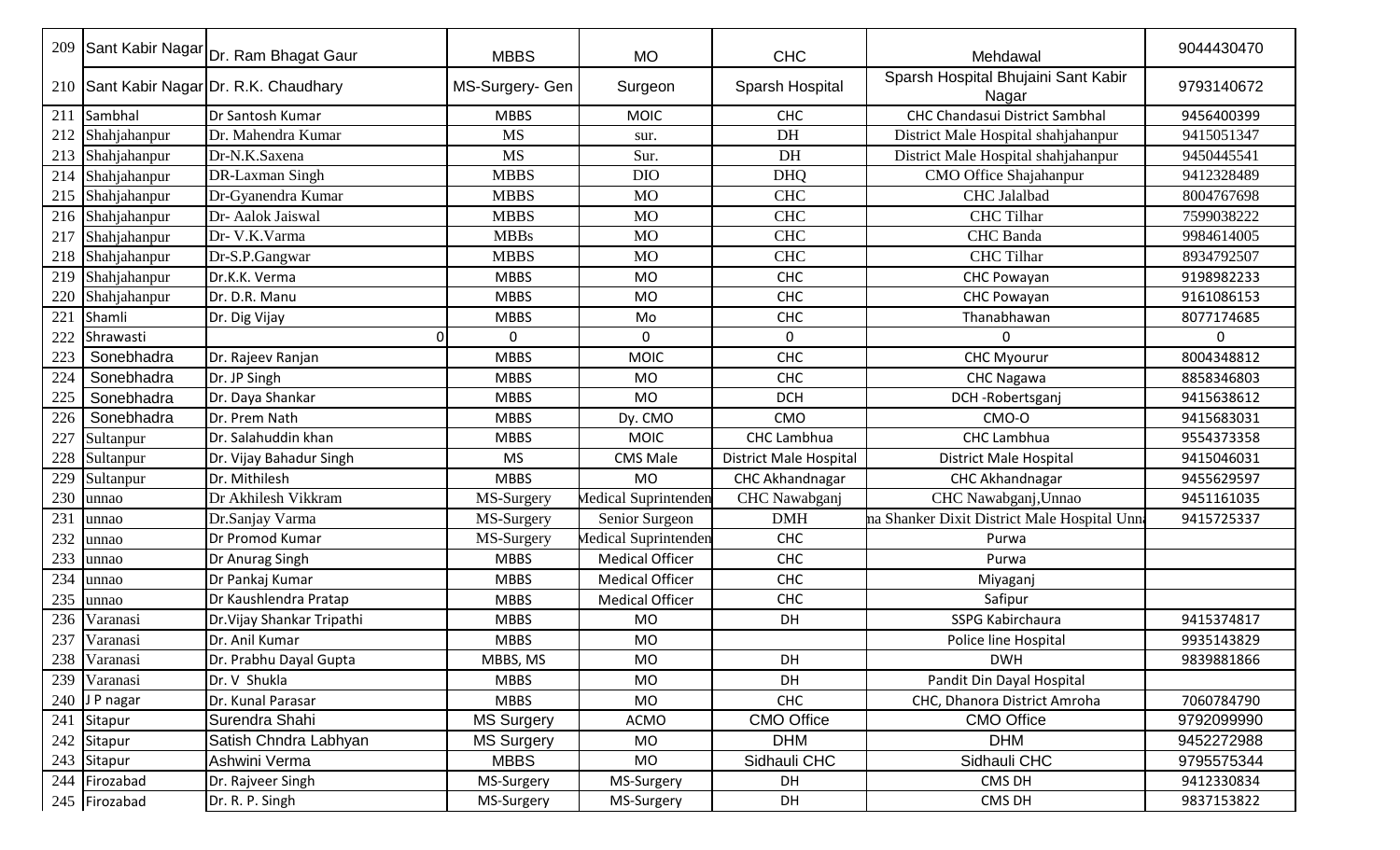| | | | | | | | |
|---|---|---|---|---|---|---|---|
| 209 | Sant Kabir Nagar | Dr. Ram Bhagat Gaur | MBBS | MO | CHC | Mehdawal | 9044430470 |
| 210 | Sant Kabir Nagar | Dr. R.K. Chaudhary | MS-Surgery- Gen | Surgeon | Sparsh Hospital | Sparsh Hospital Bhujaini Sant Kabir Nagar | 9793140672 |
| 211 | Sambhal | Dr Santosh Kumar | MBBS | MOIC | CHC | CHC Chandasui District Sambhal | 9456400399 |
| 212 | Shahjahanpur | Dr. Mahendra Kumar | MS | sur. | DH | District Male Hospital shahjahanpur | 9415051347 |
| 213 | Shahjahanpur | Dr-N.K.Saxena | MS | Sur. | DH | District Male Hospital shahjahanpur | 9450445541 |
| 214 | Shahjahanpur | DR-Laxman Singh | MBBS | DIO | DHQ | CMO Office Shajahanpur | 9412328489 |
| 215 | Shahjahanpur | Dr-Gyanendra Kumar | MBBS | MO | CHC | CHC Jalalbad | 8004767698 |
| 216 | Shahjahanpur | Dr- Aalok Jaiswal | MBBS | MO | CHC | CHC Tilhar | 7599038222 |
| 217 | Shahjahanpur | Dr- V.K.Varma | MBBs | MO | CHC | CHC Banda | 9984614005 |
| 218 | Shahjahanpur | Dr-S.P.Gangwar | MBBS | MO | CHC | CHC Tilhar | 8934792507 |
| 219 | Shahjahanpur | Dr.K.K. Verma | MBBS | MO | CHC | CHC Powayan | 9198982233 |
| 220 | Shahjahanpur | Dr. D.R. Manu | MBBS | MO | CHC | CHC Powayan | 9161086153 |
| 221 | Shamli | Dr. Dig Vijay | MBBS | Mo | CHC | Thanabhawan | 8077174685 |
| 222 | Shrawasti | 0 | 0 | 0 | 0 | 0 | 0 |
| 223 | Sonebhadra | Dr. Rajeev Ranjan | MBBS | MOIC | CHC | CHC Myourur | 8004348812 |
| 224 | Sonebhadra | Dr. JP Singh | MBBS | MO | CHC | CHC Nagawa | 8858346803 |
| 225 | Sonebhadra | Dr. Daya Shankar | MBBS | MO | DCH | DCH -Robertsganj | 9415638612 |
| 226 | Sonebhadra | Dr. Prem Nath | MBBS | Dy. CMO | CMO | CMO-O | 9415683031 |
| 227 | Sultanpur | Dr. Salahuddin khan | MBBS | MOIC | CHC Lambhua | CHC Lambhua | 9554373358 |
| 228 | Sultanpur | Dr. Vijay Bahadur Singh | MS | CMS Male | District Male Hospital | District Male Hospital | 9415046031 |
| 229 | Sultanpur | Dr. Mithilesh | MBBS | MO | CHC Akhandnagar | CHC Akhandnagar | 9455629597 |
| 230 | unnao | Dr Akhilesh Vikkram | MS-Surgery | Medical Suprintenden | CHC Nawabganj | CHC Nawabganj,Unnao | 9451161035 |
| 231 | unnao | Dr.Sanjay Varma | MS-Surgery | Senior Surgeon | DMH | na Shanker Dixit District Male Hospital Unn | 9415725337 |
| 232 | unnao | Dr Promod Kumar | MS-Surgery | Medical Suprintenden | CHC | Purwa | |
| 233 | unnao | Dr Anurag Singh | MBBS | Medical Officer | CHC | Purwa | |
| 234 | unnao | Dr Pankaj Kumar | MBBS | Medical Officer | CHC | Miyaganj | |
| 235 | unnao | Dr Kaushlendra Pratap | MBBS | Medical Officer | CHC | Safipur | |
| 236 | Varanasi | Dr.Vijay Shankar Tripathi | MBBS | MO | DH | SSPG Kabirchaura | 9415374817 |
| 237 | Varanasi | Dr. Anil Kumar | MBBS | MO | | Police line Hospital | 9935143829 |
| 238 | Varanasi | Dr. Prabhu Dayal Gupta | MBBS, MS | MO | DH | DWH | 9839881866 |
| 239 | Varanasi | Dr. V Shukla | MBBS | MO | DH | Pandit Din Dayal Hospital | |
| 240 | J P nagar | Dr. Kunal Parasar | MBBS | MO | CHC | CHC, Dhanora District Amroha | 7060784790 |
| 241 | Sitapur | Surendra Shahi | MS Surgery | ACMO | CMO Office | CMO Office | 9792099990 |
| 242 | Sitapur | Satish Chndra Labhyan | MS Surgery | MO | DHM | DHM | 9452272988 |
| 243 | Sitapur | Ashwini Verma | MBBS | MO | Sidhauli CHC | Sidhauli CHC | 9795575344 |
| 244 | Firozabad | Dr. Rajveer Singh | MS-Surgery | MS-Surgery | DH | CMS DH | 9412330834 |
| 245 | Firozabad | Dr. R. P. Singh | MS-Surgery | MS-Surgery | DH | CMS DH | 9837153822 |